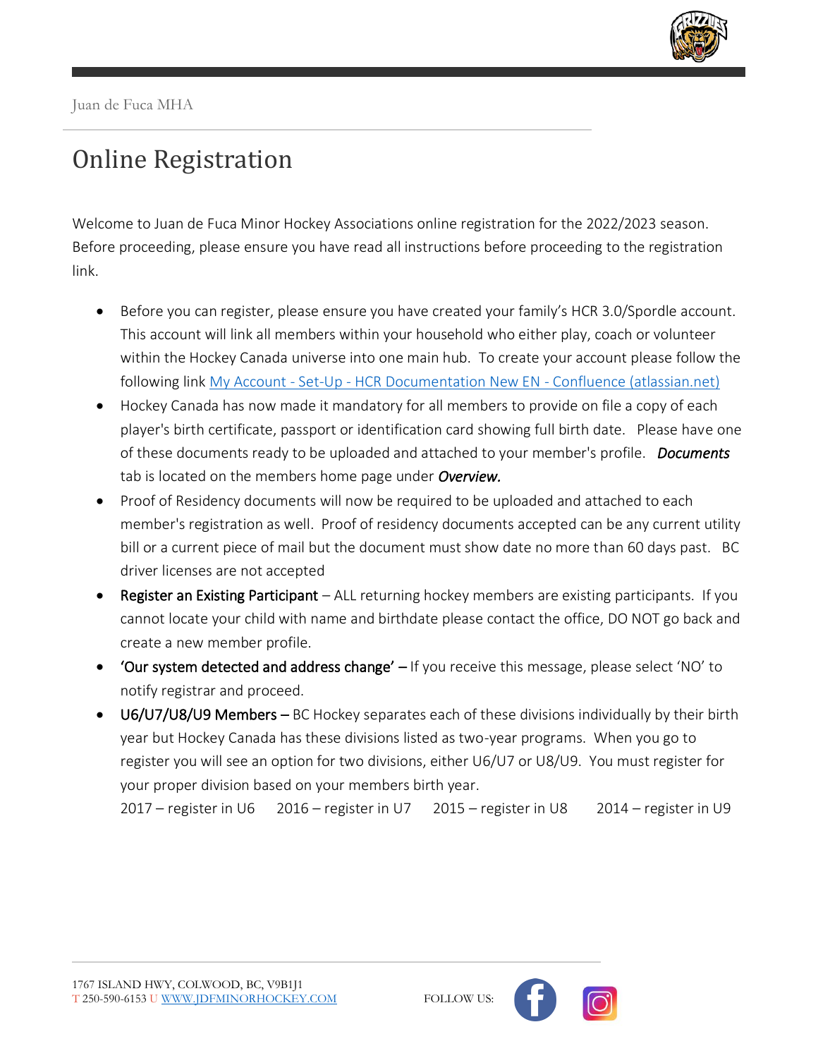Juan de Fuca MHA

# Online Registration

Welcome to Juan de Fuca Minor Hockey Associations online registration for the 2022/2023 season. Before proceeding, please ensure you have read all instructions before proceeding to the registration link.

- Before you can register, please ensure you have created your family's HCR 3.0/Spordle account. This account will link all members within your household who either play, coach or volunteer within the Hockey Canada universe into one main hub. To create your account please follow the following link [My Account - Set-Up - HCR Documentation New EN - Confluence (atlassian.net)]()
- Hockey Canada has now made it mandatory for all members to provide on file a copy of each player's birth certificate, passport or identification card showing full birth date. Please have one of these documents ready to be uploaded and attached to your member's profile. ***Documents*** tab is located on the members home page under ***Overview.***
- Proof of Residency documents will now be required to be uploaded and attached to each member's registration as well. Proof of residency documents accepted can be any current utility bill or a current piece of mail but the document must show date no more than 60 days past. BC driver licenses are not accepted
- Register an Existing Participant – ALL returning hockey members are existing participants. If you cannot locate your child with name and birthdate please contact the office, DO NOT go back and create a new member profile.
- 'Our system detected and address change' – If you receive this message, please select 'NO' to notify registrar and proceed.
- U6/U7/U8/U9 Members – BC Hockey separates each of these divisions individually by their birth year but Hockey Canada has these divisions listed as two-year programs. When you go to register you will see an option for two divisions, either U6/U7 or U8/U9. You must register for your proper division based on your members birth year.
  2017 – register in U6 2016 – register in U7 2015 – register in U8 2014 – register in U9

1767 ISLAND HWY, COLWOOD, BC, V9B1J1
T 250-590-6153 U [WWW.JDFMINORHOCKEY.COM]()

FOLLOW US: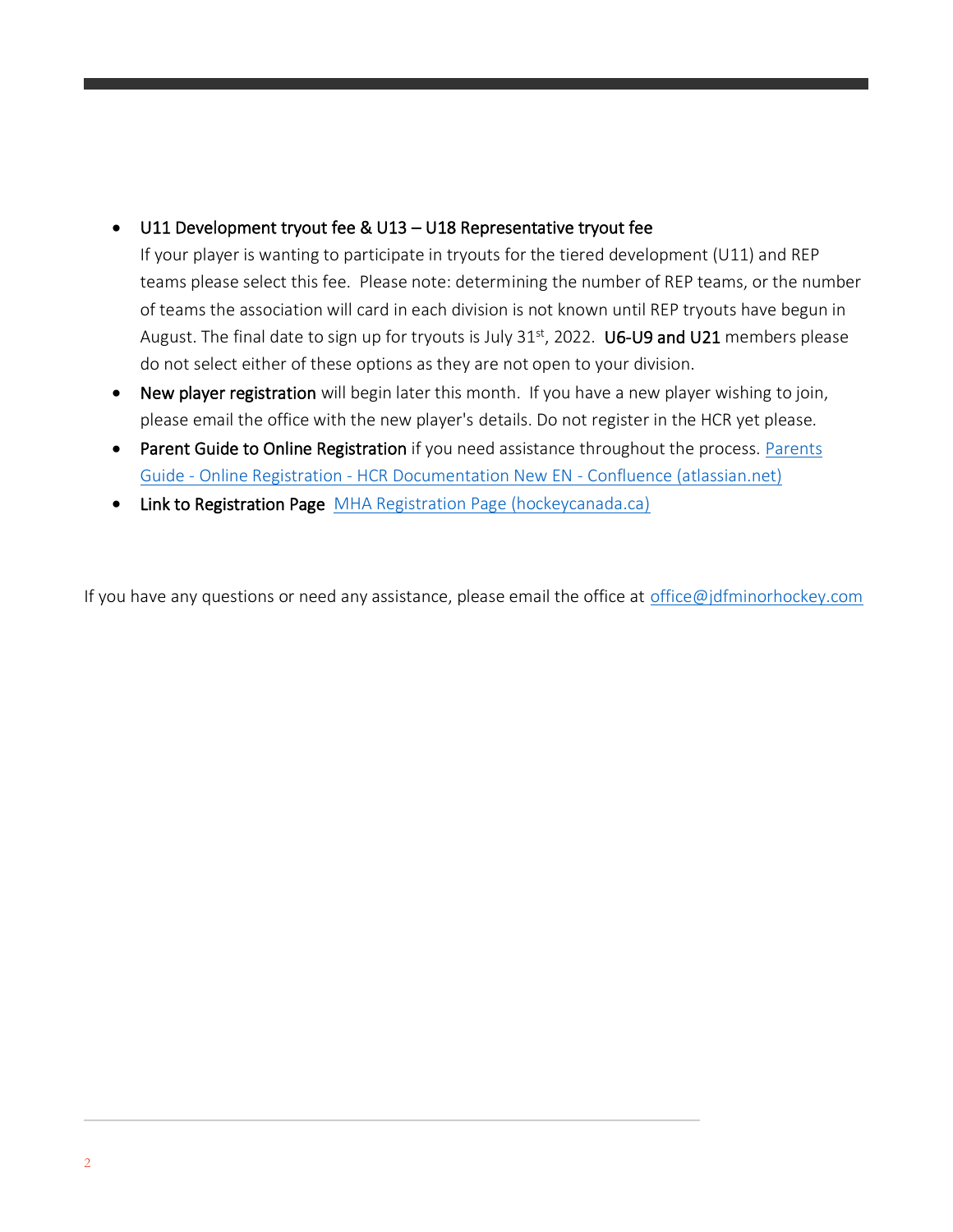- **U11 Development tryout fee & U13 – U18 Representative tryout fee**
  If your player is wanting to participate in tryouts for the tiered development (U11) and REP teams please select this fee. Please note: determining the number of REP teams, or the number of teams the association will card in each division is not known until REP tryouts have begun in August. The final date to sign up for tryouts is July 31st, 2022. **U6-U9 and U21** members please do not select either of these options as they are not open to your division.
- **New player registration** will begin later this month. If you have a new player wishing to join, please email the office with the new player's details. Do not register in the HCR yet please.
- **Parent Guide to Online Registration** if you need assistance throughout the process. [Parents Guide - Online Registration - HCR Documentation New EN - Confluence (atlassian.net)]()
- **Link to Registration Page** [MHA Registration Page (hockeycanada.ca)]()

If you have any questions or need any assistance, please email the office at office@jdfminorhockey.com